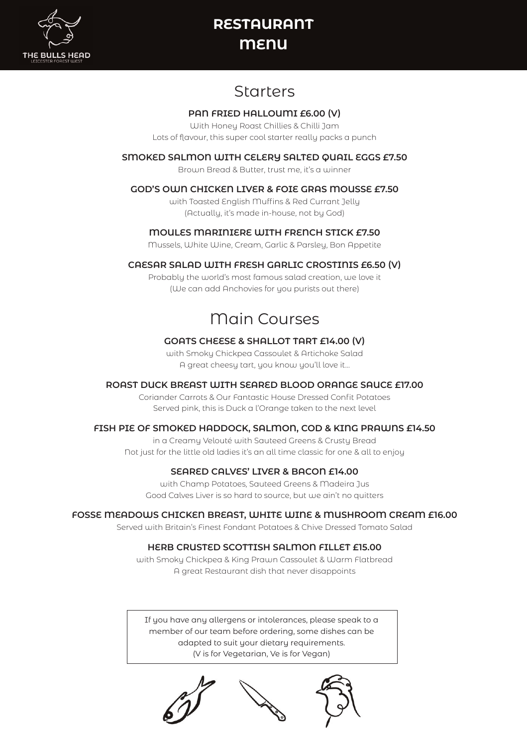# RESTAURANT MENU

## Starters

### PAN FRIED HALLOUMI £6.00 (V)

With Honey Roast Chillies & Chilli Jam
Lots of flavour, this super cool starter really packs a punch

### SMOKED SALMON WITH CELERY SALTED QUAIL EGGS £7.50

Brown Bread & Butter, trust me, it's a winner

### GOD'S OWN CHICKEN LIVER & FOIE GRAS MOUSSE £7.50

with Toasted English Muffins & Red Currant Jelly
(Actually, it's made in-house, not by God)

### MOULES MARINIERE WITH FRENCH STICK £7.50

Mussels, White Wine, Cream, Garlic & Parsley, Bon Appetite

### CAESAR SALAD WITH FRESH GARLIC CROSTINIS £6.50 (V)

Probably the world's most famous salad creation, we love it
(We can add Anchovies for you purists out there)

## Main Courses

### GOATS CHEESE & SHALLOT TART £14.00 (V)

with Smoky Chickpea Cassoulet & Artichoke Salad
A great cheesy tart, you know you'll love it...

### ROAST DUCK BREAST WITH SEARED BLOOD ORANGE SAUCE £17.00

Coriander Carrots & Our Fantastic House Dressed Confit Potatoes
Served pink, this is Duck a l'Orange taken to the next level

### FISH PIE OF SMOKED HADDOCK, SALMON, COD & KING PRAWNS £14.50

in a Creamy Velouté with Sauteed Greens & Crusty Bread
Not just for the little old ladies it's an all time classic for one & all to enjoy

### SEARED CALVES' LIVER & BACON £14.00

with Champ Potatoes, Sauteed Greens & Madeira Jus
Good Calves Liver is so hard to source, but we ain't no quitters

### FOSSE MEADOWS CHICKEN BREAST, WHITE WINE & MUSHROOM CREAM £16.00

Served with Britain's Finest Fondant Potatoes & Chive Dressed Tomato Salad

### HERB CRUSTED SCOTTISH SALMON FILLET £15.00

with Smoky Chickpea & King Prawn Cassoulet & Warm Flatbread
A great Restaurant dish that never disappoints

If you have any allergens or intolerances, please speak to a member of our team before ordering, some dishes can be adapted to suit your dietary requirements.
(V is for Vegetarian, Ve is for Vegan)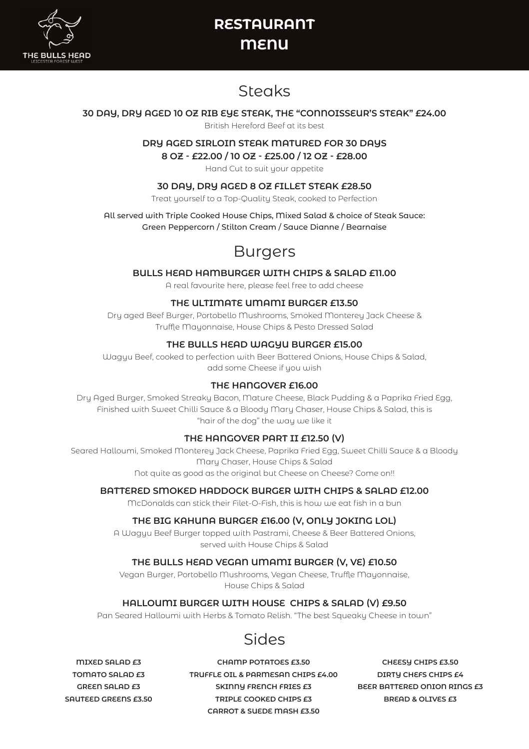THE BULLS HEAD
LEICESTER FOREST WEST

# RESTAURANT MENU

## Steaks

**30 DAY, DRY AGED 10 OZ RIB EYE STEAK, THE "CONNOISSEUR'S STEAK" £24.00**

British Hereford Beef at its best

**DRY AGED SIRLOIN STEAK MATURED FOR 30 DAYS**
**8 OZ - £22.00 / 10 OZ - £25.00 / 12 OZ - £28.00**

Hand Cut to suit your appetite

**30 DAY, DRY AGED 8 OZ FILLET STEAK £28.50**

Treat yourself to a Top-Quality Steak, cooked to Perfection

All served with Triple Cooked House Chips, Mixed Salad & choice of Steak Sauce:
Green Peppercorn / Stilton Cream / Sauce Dianne / Bearnaise

## Burgers

**BULLS HEAD HAMBURGER WITH CHIPS & SALAD £11.00**

A real favourite here, please feel free to add cheese

**THE ULTIMATE UMAMI BURGER £13.50**

Dry aged Beef Burger, Portobello Mushrooms, Smoked Monterey Jack Cheese & Truffle Mayonnaise, House Chips & Pesto Dressed Salad

**THE BULLS HEAD WAGYU BURGER £15.00**

Wagyu Beef, cooked to perfection with Beer Battered Onions, House Chips & Salad, add some Cheese if you wish

**THE HANGOVER £16.00**

Dry Aged Burger, Smoked Streaky Bacon, Mature Cheese, Black Pudding & a Paprika Fried Egg, Finished with Sweet Chilli Sauce & a Bloody Mary Chaser, House Chips & Salad, this is "hair of the dog" the way we like it

**THE HANGOVER PART II £12.50 (V)**

Seared Halloumi, Smoked Monterey Jack Cheese, Paprika Fried Egg, Sweet Chilli Sauce & a Bloody Mary Chaser, House Chips & Salad
Not quite as good as the original but Cheese on Cheese? Come on!!

**BATTERED SMOKED HADDOCK BURGER WITH CHIPS & SALAD £12.00**

McDonalds can stick their Filet-O-Fish, this is how we eat fish in a bun

**THE BIG KAHUNA BURGER £16.00 (V, ONLY JOKING LOL)**

A Wagyu Beef Burger topped with Pastrami, Cheese & Beer Battered Onions, served with House Chips & Salad

**THE BULLS HEAD VEGAN UMAMI BURGER (V, VE) £10.50**

Vegan Burger, Portobello Mushrooms, Vegan Cheese, Truffle Mayonnaise, House Chips & Salad

**HALLOUMI BURGER WITH HOUSE CHIPS & SALAD (V) £9.50**

Pan Seared Halloumi with Herbs & Tomato Relish. "The best Squeaky Cheese in town"

## Sides

MIXED SALAD £3
TOMATO SALAD £3
GREEN SALAD £3
SAUTEED GREENS £3.50

CHAMP POTATOES £3.50
TRUFFLE OIL & PARMESAN CHIPS £4.00
SKINNY FRENCH FRIES £3
TRIPLE COOKED CHIPS £3
CARROT & SUEDE MASH £3.50

CHEESY CHIPS £3.50
DIRTY CHEFS CHIPS £4
BEER BATTERED ONION RINGS £3
BREAD & OLIVES £3